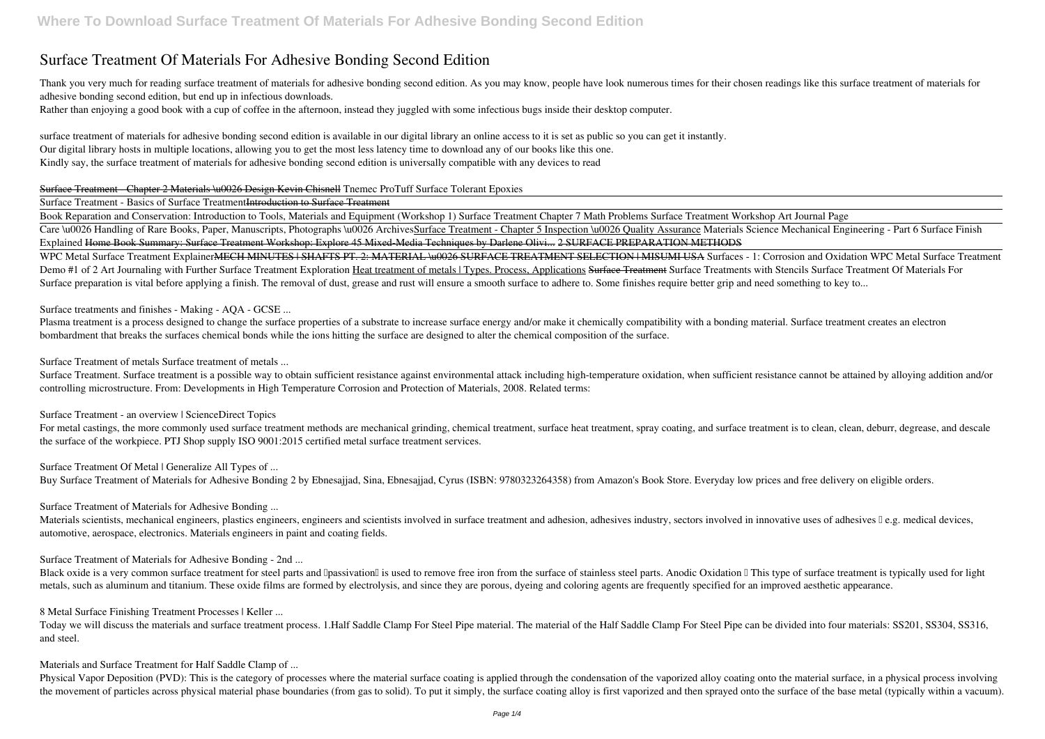# Surface Treatment Of Materials For Adhesive Bonding Second Edition

Thank you very much for reading surface treatment of materials for adhesive bonding second edition. As you may know, people have look numerous times for their chosen readings like this surface treatment of materials for adhesive bonding second edition, but end up in infectious downloads.

Rather than enjoying a good book with a cup of coffee in the afternoon, instead they juggled with some infectious bugs inside their desktop computer.

surface treatment of materials for adhesive bonding second edition is available in our digital library an online access to it is set as public so you can get it instantly.
Our digital library hosts in multiple locations, allowing you to get the most less latency time to download any of our books like this one.
Kindly say, the surface treatment of materials for adhesive bonding second edition is universally compatible with any devices to read

~~Surface Treatment - Chapter 2 Materials \u0026 Design Kevin Chisnell~~ Tnemec ProTuff Surface Tolerant Epoxies

Surface Treatment - Basics of Surface Treatment~~Introduction to Surface Treatment~~

Book Reparation and Conservation: Introduction to Tools, Materials and Equipment (Workshop 1) Surface Treatment Chapter 7 Math Problems Surface Treatment Workshop Art Journal Page

Care \u0026 Handling of Rare Books, Paper, Manuscripts, Photographs \u0026 ArchivesSurface Treatment - Chapter 5 Inspection \u0026 Quality Assurance Materials Science Mechanical Engineering - Part 6 Surface Finish Explained ~~Home Book Summary: Surface Treatment Workshop: Explore 45 Mixed-Media Techniques by Darlene Olivi...~~ 2 SURFACE PREPARATION METHODS

WPC Metal Surface Treatment Explainer~~MECH MINUTES | SHAFTS PT. 2: MATERIAL \u0026 SURFACE TREATMENT SELECTION | MISUMI USA~~ Surfaces - 1: Corrosion and Oxidation WPC Metal Surface Treatment Demo #1 of 2 Art Journaling with Further Surface Treatment Exploration Heat treatment of metals | Types, Process, Applications ~~Surface Treatment~~ Surface Treatments with Stencils Surface Treatment Of Materials For

Surface preparation is vital before applying a finish. The removal of dust, grease and rust will ensure a smooth surface to adhere to. Some finishes require better grip and need something to key to...

Surface treatments and finishes - Making - AQA - GCSE ...

Plasma treatment is a process designed to change the surface properties of a substrate to increase surface energy and/or make it chemically compatibility with a bonding material. Surface treatment creates an electron bombardment that breaks the surfaces chemical bonds while the ions hitting the surface are designed to alter the chemical composition of the surface.

Surface Treatment of metals Surface treatment of metals ...

Surface Treatment. Surface treatment is a possible way to obtain sufficient resistance against environmental attack including high-temperature oxidation, when sufficient resistance cannot be attained by alloying addition and/or controlling microstructure. From: Developments in High Temperature Corrosion and Protection of Materials, 2008. Related terms:

Surface Treatment - an overview | ScienceDirect Topics

For metal castings, the more commonly used surface treatment methods are mechanical grinding, chemical treatment, surface heat treatment, spray coating, and surface treatment is to clean, clean, deburr, degrease, and descale the surface of the workpiece. PTJ Shop supply ISO 9001:2015 certified metal surface treatment services.

Surface Treatment Of Metal | Generalize All Types of ...

Buy Surface Treatment of Materials for Adhesive Bonding 2 by Ebnesajjad, Sina, Ebnesajjad, Cyrus (ISBN: 9780323264358) from Amazon's Book Store. Everyday low prices and free delivery on eligible orders.

Surface Treatment of Materials for Adhesive Bonding ...

Materials scientists, mechanical engineers, plastics engineers, engineers and scientists involved in surface treatment and adhesion, adhesives industry, sectors involved in innovative uses of adhesives – e.g. medical devices, automotive, aerospace, electronics. Materials engineers in paint and coating fields.

Surface Treatment of Materials for Adhesive Bonding - 2nd ...

Black oxide is a very common surface treatment for steel parts and "passivation" is used to remove free iron from the surface of stainless steel parts. Anodic Oxidation – This type of surface treatment is typically used for light metals, such as aluminum and titanium. These oxide films are formed by electrolysis, and since they are porous, dyeing and coloring agents are frequently specified for an improved aesthetic appearance.

8 Metal Surface Finishing Treatment Processes | Keller ...

Today we will discuss the materials and surface treatment process. 1.Half Saddle Clamp For Steel Pipe material. The material of the Half Saddle Clamp For Steel Pipe can be divided into four materials: SS201, SS304, SS316, and steel.

Materials and Surface Treatment for Half Saddle Clamp of ...

Physical Vapor Deposition (PVD): This is the category of processes where the material surface coating is applied through the condensation of the vaporized alloy coating onto the material surface, in a physical process involving the movement of particles across physical material phase boundaries (from gas to solid). To put it simply, the surface coating alloy is first vaporized and then sprayed onto the surface of the base metal (typically within a vacuum).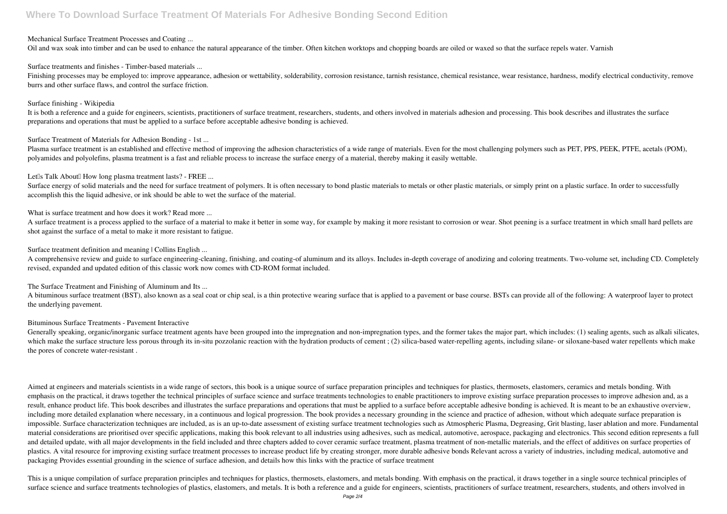Mechanical Surface Treatment Processes and Coating ...

Oil and wax soak into timber and can be used to enhance the natural appearance of the timber. Often kitchen worktops and chopping boards are oiled or waxed so that the surface repels water. Varnish

Surface treatments and finishes - Timber-based materials ...

Finishing processes may be employed to: improve appearance, adhesion or wettability, solderability, corrosion resistance, tarnish resistance, chemical resistance, wear resistance, hardness, modify electrical conductivity, remove burrs and other surface flaws, and control the surface friction.

Surface finishing - Wikipedia

It is both a reference and a guide for engineers, scientists, practitioners of surface treatment, researchers, students, and others involved in materials adhesion and processing. This book describes and illustrates the surface preparations and operations that must be applied to a surface before acceptable adhesive bonding is achieved.

Surface Treatment of Materials for Adhesion Bonding - 1st ...

Plasma surface treatment is an established and effective method of improving the adhesion characteristics of a wide range of materials. Even for the most challenging polymers such as PET, PPS, PEEK, PTFE, acetals (POM), polyamides and polyolefins, plasma treatment is a fast and reliable process to increase the surface energy of a material, thereby making it easily wettable.

Let's Talk About How long plasma treatment lasts? - FREE ...

Surface energy of solid materials and the need for surface treatment of polymers. It is often necessary to bond plastic materials to metals or other plastic materials, or simply print on a plastic surface. In order to successfully accomplish this the liquid adhesive, or ink should be able to wet the surface of the material.

What is surface treatment and how does it work? Read more ...

A surface treatment is a process applied to the surface of a material to make it better in some way, for example by making it more resistant to corrosion or wear. Shot peening is a surface treatment in which small hard pellets are shot against the surface of a metal to make it more resistant to fatigue.

Surface treatment definition and meaning | Collins English ...

A comprehensive review and guide to surface engineering-cleaning, finishing, and coating-of aluminum and its alloys. Includes in-depth coverage of anodizing and coloring treatments. Two-volume set, including CD. Completely revised, expanded and updated edition of this classic work now comes with CD-ROM format included.

The Surface Treatment and Finishing of Aluminum and Its ...

A bituminous surface treatment (BST), also known as a seal coat or chip seal, is a thin protective wearing surface that is applied to a pavement or base course. BSTs can provide all of the following: A waterproof layer to protect the underlying pavement.

Bituminous Surface Treatments - Pavement Interactive

Generally speaking, organic/inorganic surface treatment agents have been grouped into the impregnation and non-impregnation types, and the former takes the major part, which includes: (1) sealing agents, such as alkali silicates, which make the surface structure less porous through its in-situ pozzolanic reaction with the hydration products of cement ; (2) silica-based water-repelling agents, including silane- or siloxane-based water repellents which make the pores of concrete water-resistant .

Aimed at engineers and materials scientists in a wide range of sectors, this book is a unique source of surface preparation principles and techniques for plastics, thermosets, elastomers, ceramics and metals bonding. With emphasis on the practical, it draws together the technical principles of surface science and surface treatments technologies to enable practitioners to improve existing surface preparation processes to improve adhesion and, as a result, enhance product life. This book describes and illustrates the surface preparations and operations that must be applied to a surface before acceptable adhesive bonding is achieved. It is meant to be an exhaustive overview, including more detailed explanation where necessary, in a continuous and logical progression. The book provides a necessary grounding in the science and practice of adhesion, without which adequate surface preparation is impossible. Surface characterization techniques are included, as is an up-to-date assessment of existing surface treatment technologies such as Atmospheric Plasma, Degreasing, Grit blasting, laser ablation and more. Fundamental material considerations are prioritised over specific applications, making this book relevant to all industries using adhesives, such as medical, automotive, aerospace, packaging and electronics. This second edition represents a full and detailed update, with all major developments in the field included and three chapters added to cover ceramic surface treatment, plasma treatment of non-metallic materials, and the effect of additives on surface properties of plastics. A vital resource for improving existing surface treatment processes to increase product life by creating stronger, more durable adhesive bonds Relevant across a variety of industries, including medical, automotive and packaging Provides essential grounding in the science of surface adhesion, and details how this links with the practice of surface treatment

This is a unique compilation of surface preparation principles and techniques for plastics, thermosets, elastomers, and metals bonding. With emphasis on the practical, it draws together in a single source technical principles of surface science and surface treatments technologies of plastics, elastomers, and metals. It is both a reference and a guide for engineers, scientists, practitioners of surface treatment, researchers, students, and others involved in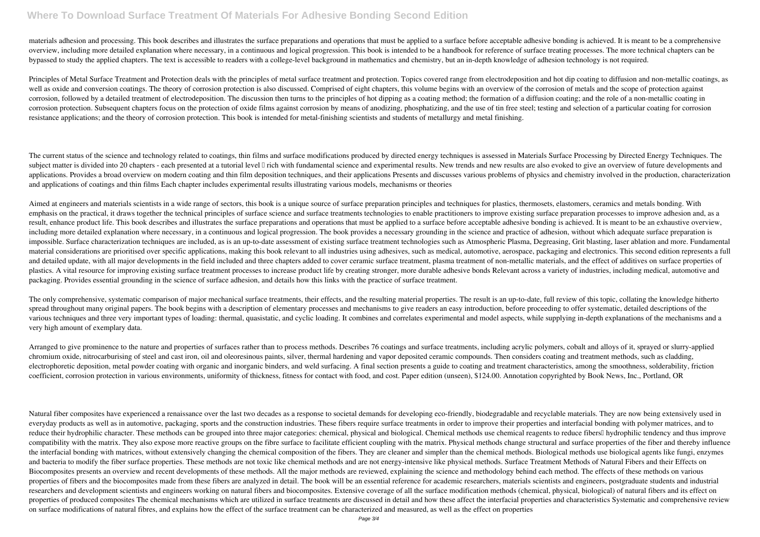materials adhesion and processing. This book describes and illustrates the surface preparations and operations that must be applied to a surface before acceptable adhesive bonding is achieved. It is meant to be a comprehensive overview, including more detailed explanation where necessary, in a continuous and logical progression. This book is intended to be a handbook for reference of surface treating processes. The more technical chapters can be bypassed to study the applied chapters. The text is accessible to readers with a college-level background in mathematics and chemistry, but an in-depth knowledge of adhesion technology is not required.

Principles of Metal Surface Treatment and Protection deals with the principles of metal surface treatment and protection. Topics covered range from electrodeposition and hot dip coating to diffusion and non-metallic coatings, as well as oxide and conversion coatings. The theory of corrosion protection is also discussed. Comprised of eight chapters, this volume begins with an overview of the corrosion of metals and the scope of protection against corrosion, followed by a detailed treatment of electrodeposition. The discussion then turns to the principles of hot dipping as a coating method; the formation of a diffusion coating; and the role of a non-metallic coating in corrosion protection. Subsequent chapters focus on the protection of oxide films against corrosion by means of anodizing, phosphatizing, and the use of tin free steel; testing and selection of a particular coating for corrosion resistance applications; and the theory of corrosion protection. This book is intended for metal-finishing scientists and students of metallurgy and metal finishing.

The current status of the science and technology related to coatings, thin films and surface modifications produced by directed energy techniques is assessed in Materials Surface Processing by Directed Energy Techniques. The subject matter is divided into 20 chapters - each presented at a tutorial level – rich with fundamental science and experimental results. New trends and new results are also evoked to give an overview of future developments and applications. Provides a broad overview on modern coating and thin film deposition techniques, and their applications Presents and discusses various problems of physics and chemistry involved in the production, characterization and applications of coatings and thin films Each chapter includes experimental results illustrating various models, mechanisms or theories

Aimed at engineers and materials scientists in a wide range of sectors, this book is a unique source of surface preparation principles and techniques for plastics, thermosets, elastomers, ceramics and metals bonding. With emphasis on the practical, it draws together the technical principles of surface science and surface treatments technologies to enable practitioners to improve existing surface preparation processes to improve adhesion and, as a result, enhance product life. This book describes and illustrates the surface preparations and operations that must be applied to a surface before acceptable adhesive bonding is achieved. It is meant to be an exhaustive overview, including more detailed explanation where necessary, in a continuous and logical progression. The book provides a necessary grounding in the science and practice of adhesion, without which adequate surface preparation is impossible. Surface characterization techniques are included, as is an up-to-date assessment of existing surface treatment technologies such as Atmospheric Plasma, Degreasing, Grit blasting, laser ablation and more. Fundamental material considerations are prioritised over specific applications, making this book relevant to all industries using adhesives, such as medical, automotive, aerospace, packaging and electronics. This second edition represents a full and detailed update, with all major developments in the field included and three chapters added to cover ceramic surface treatment, plasma treatment of non-metallic materials, and the effect of additives on surface properties of plastics. A vital resource for improving existing surface treatment processes to increase product life by creating stronger, more durable adhesive bonds Relevant across a variety of industries, including medical, automotive and packaging. Provides essential grounding in the science of surface adhesion, and details how this links with the practice of surface treatment.

The only comprehensive, systematic comparison of major mechanical surface treatments, their effects, and the resulting material properties. The result is an up-to-date, full review of this topic, collating the knowledge hitherto spread throughout many original papers. The book begins with a description of elementary processes and mechanisms to give readers an easy introduction, before proceeding to offer systematic, detailed descriptions of the various techniques and three very important types of loading: thermal, quasistatic, and cyclic loading. It combines and correlates experimental and model aspects, while supplying in-depth explanations of the mechanisms and a very high amount of exemplary data.

Arranged to give prominence to the nature and properties of surfaces rather than to process methods. Describes 76 coatings and surface treatments, including acrylic polymers, cobalt and alloys of it, sprayed or slurry-applied chromium oxide, nitrocarburising of steel and cast iron, oil and oleoresinous paints, silver, thermal hardening and vapor deposited ceramic compounds. Then considers coating and treatment methods, such as cladding, electrophoretic deposition, metal powder coating with organic and inorganic binders, and weld surfacing. A final section presents a guide to coating and treatment characteristics, among the smoothness, solderability, friction coefficient, corrosion protection in various environments, uniformity of thickness, fitness for contact with food, and cost. Paper edition (unseen), $124.00. Annotation copyrighted by Book News, Inc., Portland, OR

Natural fiber composites have experienced a renaissance over the last two decades as a response to societal demands for developing eco-friendly, biodegradable and recyclable materials. They are now being extensively used in everyday products as well as in automotive, packaging, sports and the construction industries. These fibers require surface treatments in order to improve their properties and interfacial bonding with polymer matrices, and to reduce their hydrophilic character. These methods can be grouped into three major categories: chemical, physical and biological. Chemical methods use chemical reagents to reduce fibers' hydrophilic tendency and thus improve compatibility with the matrix. They also expose more reactive groups on the fibre surface to facilitate efficient coupling with the matrix. Physical methods change structural and surface properties of the fiber and thereby influence the interfacial bonding with matrices, without extensively changing the chemical composition of the fibers. They are cleaner and simpler than the chemical methods. Biological methods use biological agents like fungi, enzymes and bacteria to modify the fiber surface properties. These methods are not toxic like chemical methods and are not energy-intensive like physical methods. Surface Treatment Methods of Natural Fibers and their Effects on Biocomposites presents an overview and recent developments of these methods. All the major methods are reviewed, explaining the science and methodology behind each method. The effects of these methods on various properties of fibers and the biocomposites made from these fibers are analyzed in detail. The book will be an essential reference for academic researchers, materials scientists and engineers, postgraduate students and industrial researchers and development scientists and engineers working on natural fibers and biocomposites. Extensive coverage of all the surface modification methods (chemical, physical, biological) of natural fibers and its effect on properties of produced composites The chemical mechanisms which are utilized in surface treatments are discussed in detail and how these affect the interfacial properties and characteristics Systematic and comprehensive review on surface modifications of natural fibres, and explains how the effect of the surface treatment can be characterized and measured, as well as the effect on properties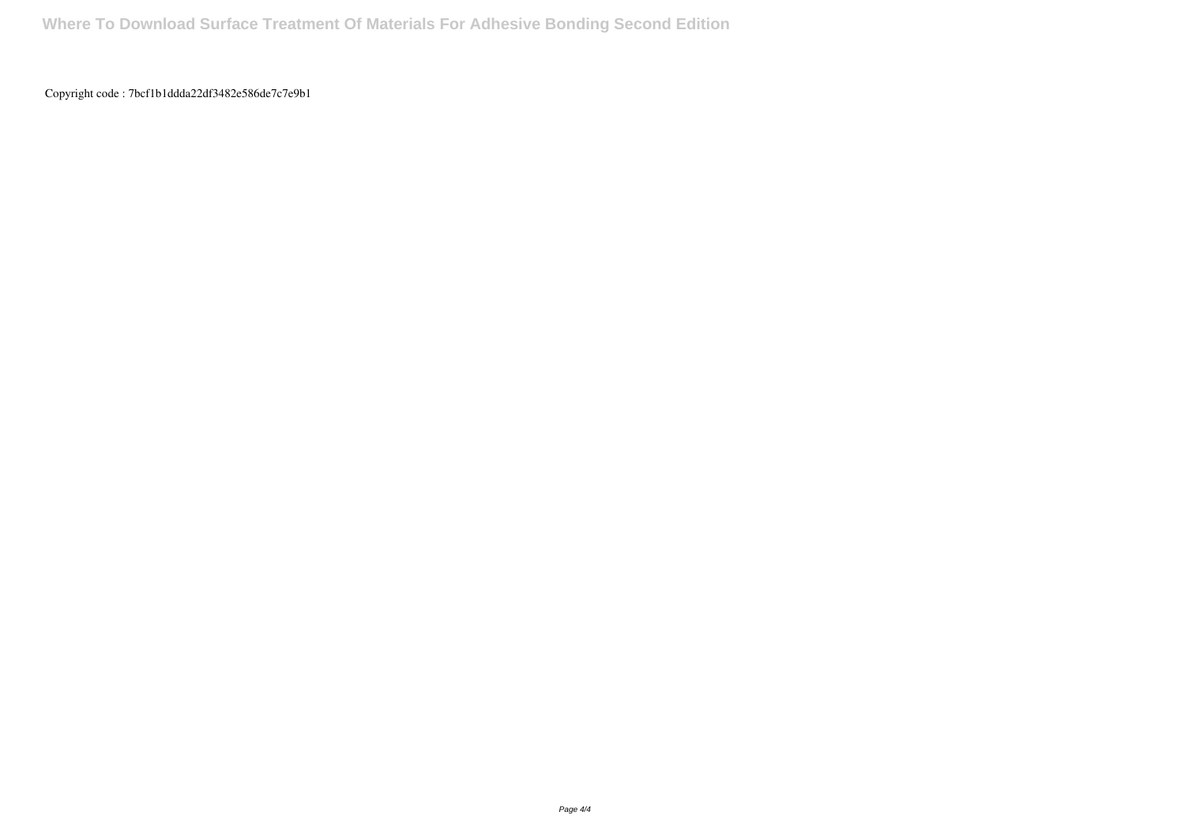Copyright code : 7bcf1b1ddda22df3482e586de7c7e9b1